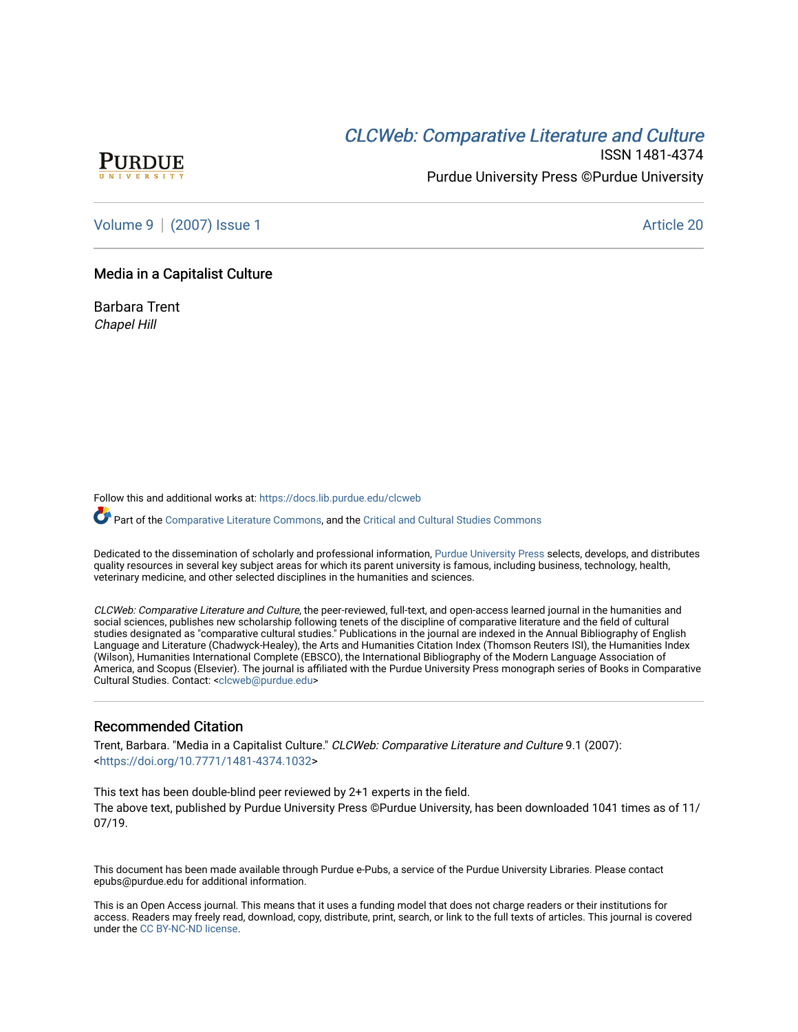*CLCWeb: Comparative Literature and Culture*

ISSN 1481-4374

Purdue University Press ©Purdue University

Volume 9 | (2007) Issue 1 Article 20

# Media in a Capitalist Culture

Barbara Trent
*Chapel Hill*

Follow this and additional works at: https://docs.lib.purdue.edu/clcweb

Part of the Comparative Literature Commons, and the Critical and Cultural Studies Commons

Dedicated to the dissemination of scholarly and professional information, Purdue University Press selects, develops, and distributes quality resources in several key subject areas for which its parent university is famous, including business, technology, health, veterinary medicine, and other selected disciplines in the humanities and sciences.

*CLCWeb: Comparative Literature and Culture*, the peer-reviewed, full-text, and open-access learned journal in the humanities and social sciences, publishes new scholarship following tenets of the discipline of comparative literature and the field of cultural studies designated as "comparative cultural studies." Publications in the journal are indexed in the Annual Bibliography of English Language and Literature (Chadwyck-Healey), the Arts and Humanities Citation Index (Thomson Reuters ISI), the Humanities Index (Wilson), Humanities International Complete (EBSCO), the International Bibliography of the Modern Language Association of America, and Scopus (Elsevier). The journal is affiliated with the Purdue University Press monograph series of Books in Comparative Cultural Studies. Contact: <clcweb@purdue.edu>

## Recommended Citation

Trent, Barbara. "Media in a Capitalist Culture." *CLCWeb: Comparative Literature and Culture* 9.1 (2007): <https://doi.org/10.7771/1481-4374.1032>

This text has been double-blind peer reviewed by 2+1 experts in the field.
The above text, published by Purdue University Press ©Purdue University, has been downloaded 1041 times as of 11/07/19.

This document has been made available through Purdue e-Pubs, a service of the Purdue University Libraries. Please contact epubs@purdue.edu for additional information.

This is an Open Access journal. This means that it uses a funding model that does not charge readers or their institutions for access. Readers may freely read, download, copy, distribute, print, search, or link to the full texts of articles. This journal is covered under the CC BY-NC-ND license.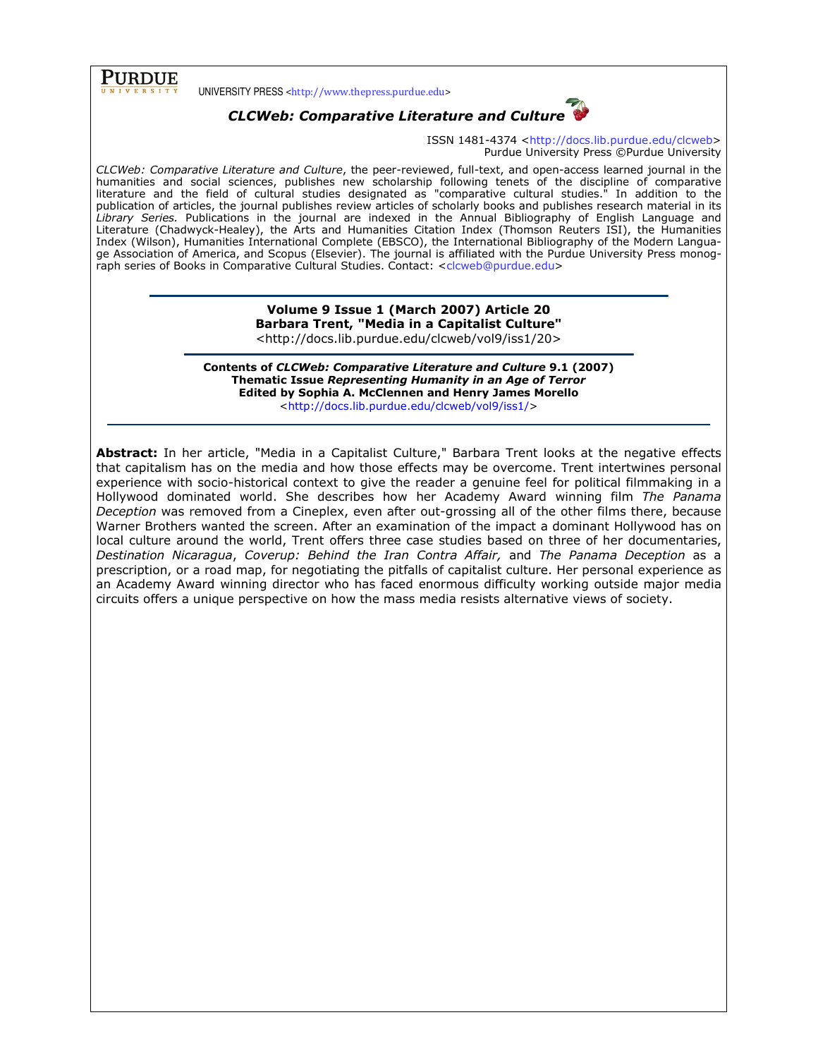**PURDUE** UNIVERSITY PRESS <http://www.thepress.purdue.edu>

***CLCWeb: Comparative Literature and Culture***

ISSN 1481-4374 <http://docs.lib.purdue.edu/clcweb>
Purdue University Press ©Purdue University

*CLCWeb: Comparative Literature and Culture*, the peer-reviewed, full-text, and open-access learned journal in the humanities and social sciences, publishes new scholarship following tenets of the discipline of comparative literature and the field of cultural studies designated as "comparative cultural studies." In addition to the publication of articles, the journal publishes review articles of scholarly books and publishes research material in its *Library Series.* Publications in the journal are indexed in the Annual Bibliography of English Language and Literature (Chadwyck-Healey), the Arts and Humanities Citation Index (Thomson Reuters ISI), the Humanities Index (Wilson), Humanities International Complete (EBSCO), the International Bibliography of the Modern Language Association of America, and Scopus (Elsevier). The journal is affiliated with the Purdue University Press monograph series of Books in Comparative Cultural Studies. Contact: <clcweb@purdue.edu>

---

**Volume 9 Issue 1 (March 2007) Article 20**
**Barbara Trent, "Media in a Capitalist Culture"**
<http://docs.lib.purdue.edu/clcweb/vol9/iss1/20>

---

**Contents of *CLCWeb: Comparative Literature and Culture* 9.1 (2007)**
**Thematic Issue *Representing Humanity in an Age of Terror***
**Edited by Sophia A. McClennen and Henry James Morello**
<http://docs.lib.purdue.edu/clcweb/vol9/iss1/>

---

**Abstract:** In her article, "Media in a Capitalist Culture," Barbara Trent looks at the negative effects that capitalism has on the media and how those effects may be overcome. Trent intertwines personal experience with socio-historical context to give the reader a genuine feel for political filmmaking in a Hollywood dominated world. She describes how her Academy Award winning film *The Panama Deception* was removed from a Cineplex, even after out-grossing all of the other films there, because Warner Brothers wanted the screen. After an examination of the impact a dominant Hollywood has on local culture around the world, Trent offers three case studies based on three of her documentaries, *Destination Nicaragua*, *Coverup: Behind the Iran Contra Affair,* and *The Panama Deception* as a prescription, or a road map, for negotiating the pitfalls of capitalist culture. Her personal experience as an Academy Award winning director who has faced enormous difficulty working outside major media circuits offers a unique perspective on how the mass media resists alternative views of society.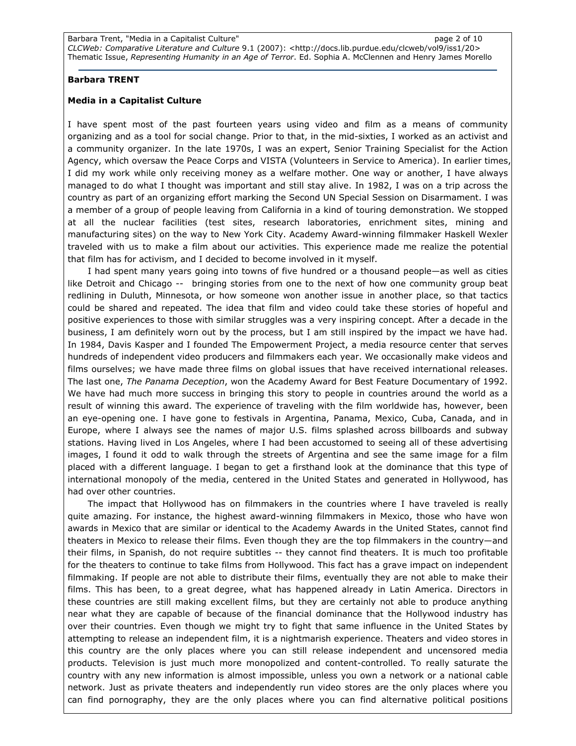**Barbara TRENT**

**Media in a Capitalist Culture**

I have spent most of the past fourteen years using video and film as a means of community organizing and as a tool for social change. Prior to that, in the mid-sixties, I worked as an activist and a community organizer. In the late 1970s, I was an expert, Senior Training Specialist for the Action Agency, which oversaw the Peace Corps and VISTA (Volunteers in Service to America). In earlier times, I did my work while only receiving money as a welfare mother. One way or another, I have always managed to do what I thought was important and still stay alive. In 1982, I was on a trip across the country as part of an organizing effort marking the Second UN Special Session on Disarmament. I was a member of a group of people leaving from California in a kind of touring demonstration. We stopped at all the nuclear facilities (test sites, research laboratories, enrichment sites, mining and manufacturing sites) on the way to New York City. Academy Award-winning filmmaker Haskell Wexler traveled with us to make a film about our activities. This experience made me realize the potential that film has for activism, and I decided to become involved in it myself.

I had spent many years going into towns of five hundred or a thousand people—as well as cities like Detroit and Chicago -- bringing stories from one to the next of how one community group beat redlining in Duluth, Minnesota, or how someone won another issue in another place, so that tactics could be shared and repeated. The idea that film and video could take these stories of hopeful and positive experiences to those with similar struggles was a very inspiring concept. After a decade in the business, I am definitely worn out by the process, but I am still inspired by the impact we have had. In 1984, Davis Kasper and I founded The Empowerment Project, a media resource center that serves hundreds of independent video producers and filmmakers each year. We occasionally make videos and films ourselves; we have made three films on global issues that have received international releases. The last one, *The Panama Deception*, won the Academy Award for Best Feature Documentary of 1992. We have had much more success in bringing this story to people in countries around the world as a result of winning this award. The experience of traveling with the film worldwide has, however, been an eye-opening one. I have gone to festivals in Argentina, Panama, Mexico, Cuba, Canada, and in Europe, where I always see the names of major U.S. films splashed across billboards and subway stations. Having lived in Los Angeles, where I had been accustomed to seeing all of these advertising images, I found it odd to walk through the streets of Argentina and see the same image for a film placed with a different language. I began to get a firsthand look at the dominance that this type of international monopoly of the media, centered in the United States and generated in Hollywood, has had over other countries.

The impact that Hollywood has on filmmakers in the countries where I have traveled is really quite amazing. For instance, the highest award-winning filmmakers in Mexico, those who have won awards in Mexico that are similar or identical to the Academy Awards in the United States, cannot find theaters in Mexico to release their films. Even though they are the top filmmakers in the country—and their films, in Spanish, do not require subtitles -- they cannot find theaters. It is much too profitable for the theaters to continue to take films from Hollywood. This fact has a grave impact on independent filmmaking. If people are not able to distribute their films, eventually they are not able to make their films. This has been, to a great degree, what has happened already in Latin America. Directors in these countries are still making excellent films, but they are certainly not able to produce anything near what they are capable of because of the financial dominance that the Hollywood industry has over their countries. Even though we might try to fight that same influence in the United States by attempting to release an independent film, it is a nightmarish experience. Theaters and video stores in this country are the only places where you can still release independent and uncensored media products. Television is just much more monopolized and content-controlled. To really saturate the country with any new information is almost impossible, unless you own a network or a national cable network. Just as private theaters and independently run video stores are the only places where you can find pornography, they are the only places where you can find alternative political positions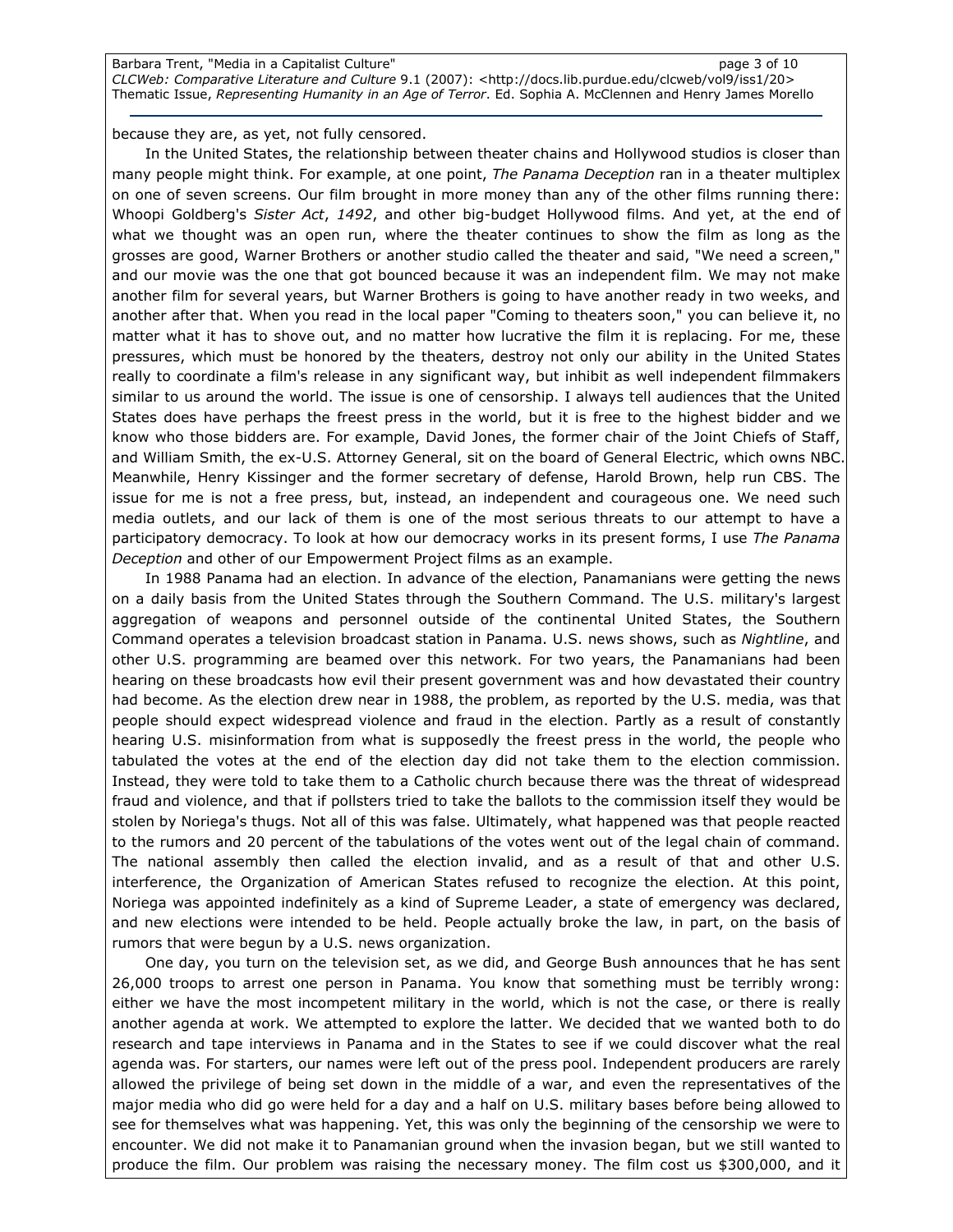because they are, as yet, not fully censored.

In the United States, the relationship between theater chains and Hollywood studios is closer than many people might think. For example, at one point, *The Panama Deception* ran in a theater multiplex on one of seven screens. Our film brought in more money than any of the other films running there: Whoopi Goldberg's *Sister Act*, *1492*, and other big-budget Hollywood films. And yet, at the end of what we thought was an open run, where the theater continues to show the film as long as the grosses are good, Warner Brothers or another studio called the theater and said, "We need a screen," and our movie was the one that got bounced because it was an independent film. We may not make another film for several years, but Warner Brothers is going to have another ready in two weeks, and another after that. When you read in the local paper "Coming to theaters soon," you can believe it, no matter what it has to shove out, and no matter how lucrative the film it is replacing. For me, these pressures, which must be honored by the theaters, destroy not only our ability in the United States really to coordinate a film's release in any significant way, but inhibit as well independent filmmakers similar to us around the world. The issue is one of censorship. I always tell audiences that the United States does have perhaps the freest press in the world, but it is free to the highest bidder and we know who those bidders are. For example, David Jones, the former chair of the Joint Chiefs of Staff, and William Smith, the ex-U.S. Attorney General, sit on the board of General Electric, which owns NBC. Meanwhile, Henry Kissinger and the former secretary of defense, Harold Brown, help run CBS. The issue for me is not a free press, but, instead, an independent and courageous one. We need such media outlets, and our lack of them is one of the most serious threats to our attempt to have a participatory democracy. To look at how our democracy works in its present forms, I use *The Panama Deception* and other of our Empowerment Project films as an example.

In 1988 Panama had an election. In advance of the election, Panamanians were getting the news on a daily basis from the United States through the Southern Command. The U.S. military's largest aggregation of weapons and personnel outside of the continental United States, the Southern Command operates a television broadcast station in Panama. U.S. news shows, such as *Nightline*, and other U.S. programming are beamed over this network. For two years, the Panamanians had been hearing on these broadcasts how evil their present government was and how devastated their country had become. As the election drew near in 1988, the problem, as reported by the U.S. media, was that people should expect widespread violence and fraud in the election. Partly as a result of constantly hearing U.S. misinformation from what is supposedly the freest press in the world, the people who tabulated the votes at the end of the election day did not take them to the election commission. Instead, they were told to take them to a Catholic church because there was the threat of widespread fraud and violence, and that if pollsters tried to take the ballots to the commission itself they would be stolen by Noriega's thugs. Not all of this was false. Ultimately, what happened was that people reacted to the rumors and 20 percent of the tabulations of the votes went out of the legal chain of command. The national assembly then called the election invalid, and as a result of that and other U.S. interference, the Organization of American States refused to recognize the election. At this point, Noriega was appointed indefinitely as a kind of Supreme Leader, a state of emergency was declared, and new elections were intended to be held. People actually broke the law, in part, on the basis of rumors that were begun by a U.S. news organization.

One day, you turn on the television set, as we did, and George Bush announces that he has sent 26,000 troops to arrest one person in Panama. You know that something must be terribly wrong: either we have the most incompetent military in the world, which is not the case, or there is really another agenda at work. We attempted to explore the latter. We decided that we wanted both to do research and tape interviews in Panama and in the States to see if we could discover what the real agenda was. For starters, our names were left out of the press pool. Independent producers are rarely allowed the privilege of being set down in the middle of a war, and even the representatives of the major media who did go were held for a day and a half on U.S. military bases before being allowed to see for themselves what was happening. Yet, this was only the beginning of the censorship we were to encounter. We did not make it to Panamanian ground when the invasion began, but we still wanted to produce the film. Our problem was raising the necessary money. The film cost us $300,000, and it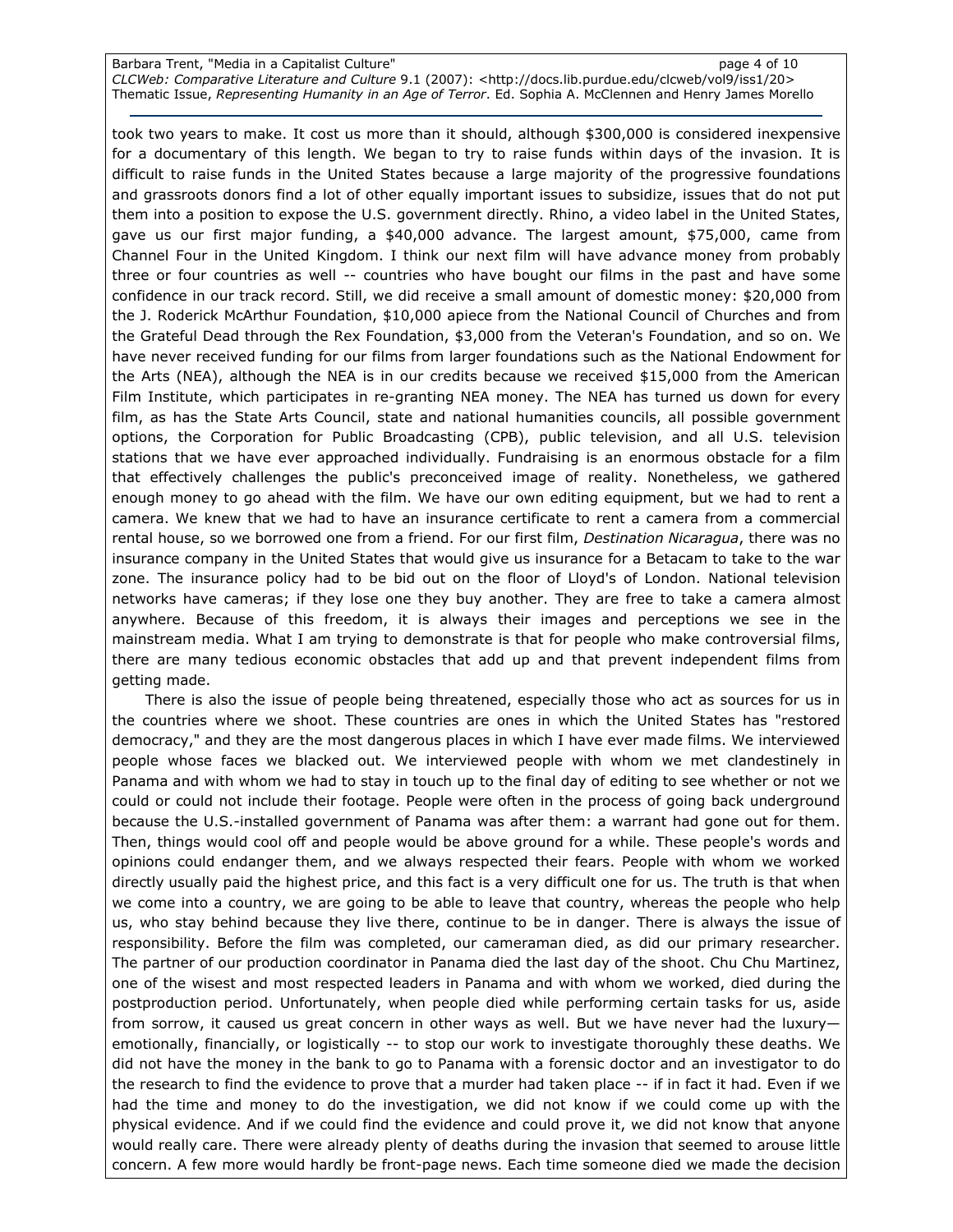took two years to make. It cost us more than it should, although $300,000 is considered inexpensive for a documentary of this length. We began to try to raise funds within days of the invasion. It is difficult to raise funds in the United States because a large majority of the progressive foundations and grassroots donors find a lot of other equally important issues to subsidize, issues that do not put them into a position to expose the U.S. government directly. Rhino, a video label in the United States, gave us our first major funding, a $40,000 advance. The largest amount, $75,000, came from Channel Four in the United Kingdom. I think our next film will have advance money from probably three or four countries as well -- countries who have bought our films in the past and have some confidence in our track record. Still, we did receive a small amount of domestic money: $20,000 from the J. Roderick McArthur Foundation, $10,000 apiece from the National Council of Churches and from the Grateful Dead through the Rex Foundation, $3,000 from the Veteran's Foundation, and so on. We have never received funding for our films from larger foundations such as the National Endowment for the Arts (NEA), although the NEA is in our credits because we received $15,000 from the American Film Institute, which participates in re-granting NEA money. The NEA has turned us down for every film, as has the State Arts Council, state and national humanities councils, all possible government options, the Corporation for Public Broadcasting (CPB), public television, and all U.S. television stations that we have ever approached individually. Fundraising is an enormous obstacle for a film that effectively challenges the public's preconceived image of reality. Nonetheless, we gathered enough money to go ahead with the film. We have our own editing equipment, but we had to rent a camera. We knew that we had to have an insurance certificate to rent a camera from a commercial rental house, so we borrowed one from a friend. For our first film, *Destination Nicaragua*, there was no insurance company in the United States that would give us insurance for a Betacam to take to the war zone. The insurance policy had to be bid out on the floor of Lloyd's of London. National television networks have cameras; if they lose one they buy another. They are free to take a camera almost anywhere. Because of this freedom, it is always their images and perceptions we see in the mainstream media. What I am trying to demonstrate is that for people who make controversial films, there are many tedious economic obstacles that add up and that prevent independent films from getting made.

There is also the issue of people being threatened, especially those who act as sources for us in the countries where we shoot. These countries are ones in which the United States has "restored democracy," and they are the most dangerous places in which I have ever made films. We interviewed people whose faces we blacked out. We interviewed people with whom we met clandestinely in Panama and with whom we had to stay in touch up to the final day of editing to see whether or not we could or could not include their footage. People were often in the process of going back underground because the U.S.-installed government of Panama was after them: a warrant had gone out for them. Then, things would cool off and people would be above ground for a while. These people's words and opinions could endanger them, and we always respected their fears. People with whom we worked directly usually paid the highest price, and this fact is a very difficult one for us. The truth is that when we come into a country, we are going to be able to leave that country, whereas the people who help us, who stay behind because they live there, continue to be in danger. There is always the issue of responsibility. Before the film was completed, our cameraman died, as did our primary researcher. The partner of our production coordinator in Panama died the last day of the shoot. Chu Chu Martinez, one of the wisest and most respected leaders in Panama and with whom we worked, died during the postproduction period. Unfortunately, when people died while performing certain tasks for us, aside from sorrow, it caused us great concern in other ways as well. But we have never had the luxury—emotionally, financially, or logistically -- to stop our work to investigate thoroughly these deaths. We did not have the money in the bank to go to Panama with a forensic doctor and an investigator to do the research to find the evidence to prove that a murder had taken place -- if in fact it had. Even if we had the time and money to do the investigation, we did not know if we could come up with the physical evidence. And if we could find the evidence and could prove it, we did not know that anyone would really care. There were already plenty of deaths during the invasion that seemed to arouse little concern. A few more would hardly be front-page news. Each time someone died we made the decision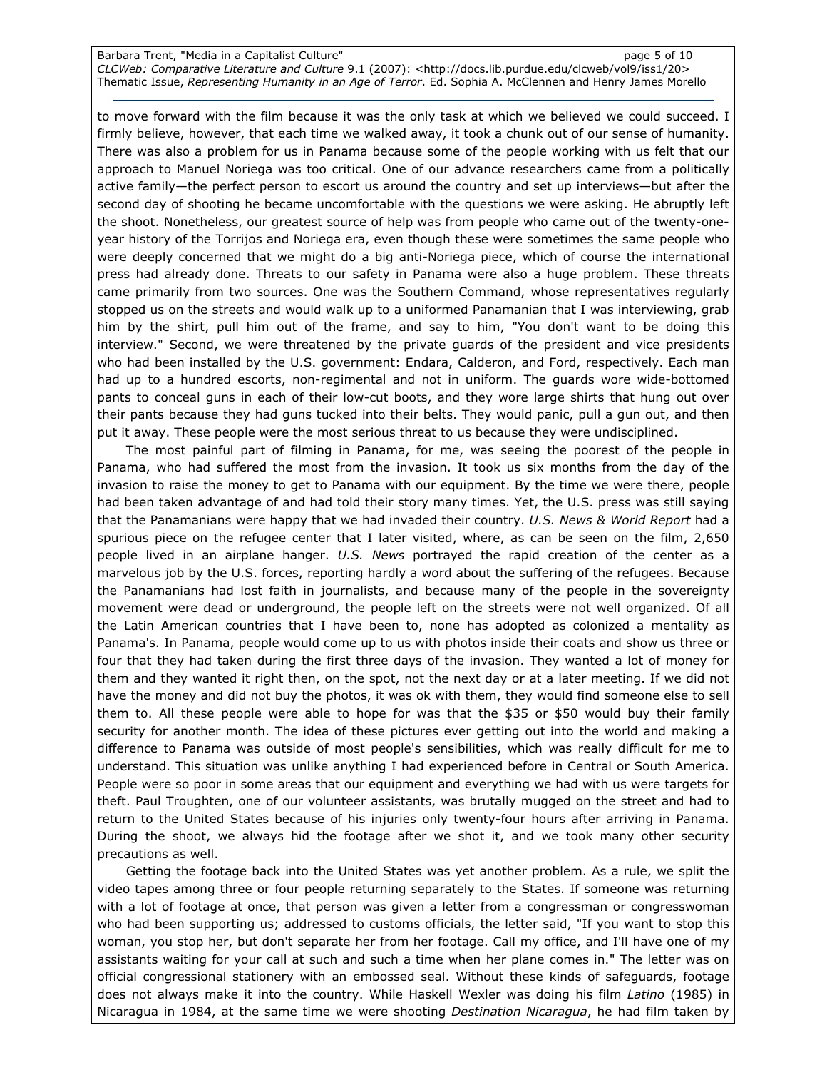to move forward with the film because it was the only task at which we believed we could succeed. I firmly believe, however, that each time we walked away, it took a chunk out of our sense of humanity. There was also a problem for us in Panama because some of the people working with us felt that our approach to Manuel Noriega was too critical. One of our advance researchers came from a politically active family—the perfect person to escort us around the country and set up interviews—but after the second day of shooting he became uncomfortable with the questions we were asking. He abruptly left the shoot. Nonetheless, our greatest source of help was from people who came out of the twenty-one-year history of the Torrijos and Noriega era, even though these were sometimes the same people who were deeply concerned that we might do a big anti-Noriega piece, which of course the international press had already done. Threats to our safety in Panama were also a huge problem. These threats came primarily from two sources. One was the Southern Command, whose representatives regularly stopped us on the streets and would walk up to a uniformed Panamanian that I was interviewing, grab him by the shirt, pull him out of the frame, and say to him, "You don't want to be doing this interview." Second, we were threatened by the private guards of the president and vice presidents who had been installed by the U.S. government: Endara, Calderon, and Ford, respectively. Each man had up to a hundred escorts, non-regimental and not in uniform. The guards wore wide-bottomed pants to conceal guns in each of their low-cut boots, and they wore large shirts that hung out over their pants because they had guns tucked into their belts. They would panic, pull a gun out, and then put it away. These people were the most serious threat to us because they were undisciplined.

The most painful part of filming in Panama, for me, was seeing the poorest of the people in Panama, who had suffered the most from the invasion. It took us six months from the day of the invasion to raise the money to get to Panama with our equipment. By the time we were there, people had been taken advantage of and had told their story many times. Yet, the U.S. press was still saying that the Panamanians were happy that we had invaded their country. *U.S. News & World Report* had a spurious piece on the refugee center that I later visited, where, as can be seen on the film, 2,650 people lived in an airplane hanger. *U.S. News* portrayed the rapid creation of the center as a marvelous job by the U.S. forces, reporting hardly a word about the suffering of the refugees. Because the Panamanians had lost faith in journalists, and because many of the people in the sovereignty movement were dead or underground, the people left on the streets were not well organized. Of all the Latin American countries that I have been to, none has adopted as colonized a mentality as Panama's. In Panama, people would come up to us with photos inside their coats and show us three or four that they had taken during the first three days of the invasion. They wanted a lot of money for them and they wanted it right then, on the spot, not the next day or at a later meeting. If we did not have the money and did not buy the photos, it was ok with them, they would find someone else to sell them to. All these people were able to hope for was that the $35 or $50 would buy their family security for another month. The idea of these pictures ever getting out into the world and making a difference to Panama was outside of most people's sensibilities, which was really difficult for me to understand. This situation was unlike anything I had experienced before in Central or South America. People were so poor in some areas that our equipment and everything we had with us were targets for theft. Paul Troughten, one of our volunteer assistants, was brutally mugged on the street and had to return to the United States because of his injuries only twenty-four hours after arriving in Panama. During the shoot, we always hid the footage after we shot it, and we took many other security precautions as well.

Getting the footage back into the United States was yet another problem. As a rule, we split the video tapes among three or four people returning separately to the States. If someone was returning with a lot of footage at once, that person was given a letter from a congressman or congresswoman who had been supporting us; addressed to customs officials, the letter said, "If you want to stop this woman, you stop her, but don't separate her from her footage. Call my office, and I'll have one of my assistants waiting for your call at such and such a time when her plane comes in." The letter was on official congressional stationery with an embossed seal. Without these kinds of safeguards, footage does not always make it into the country. While Haskell Wexler was doing his film *Latino* (1985) in Nicaragua in 1984, at the same time we were shooting *Destination Nicaragua*, he had film taken by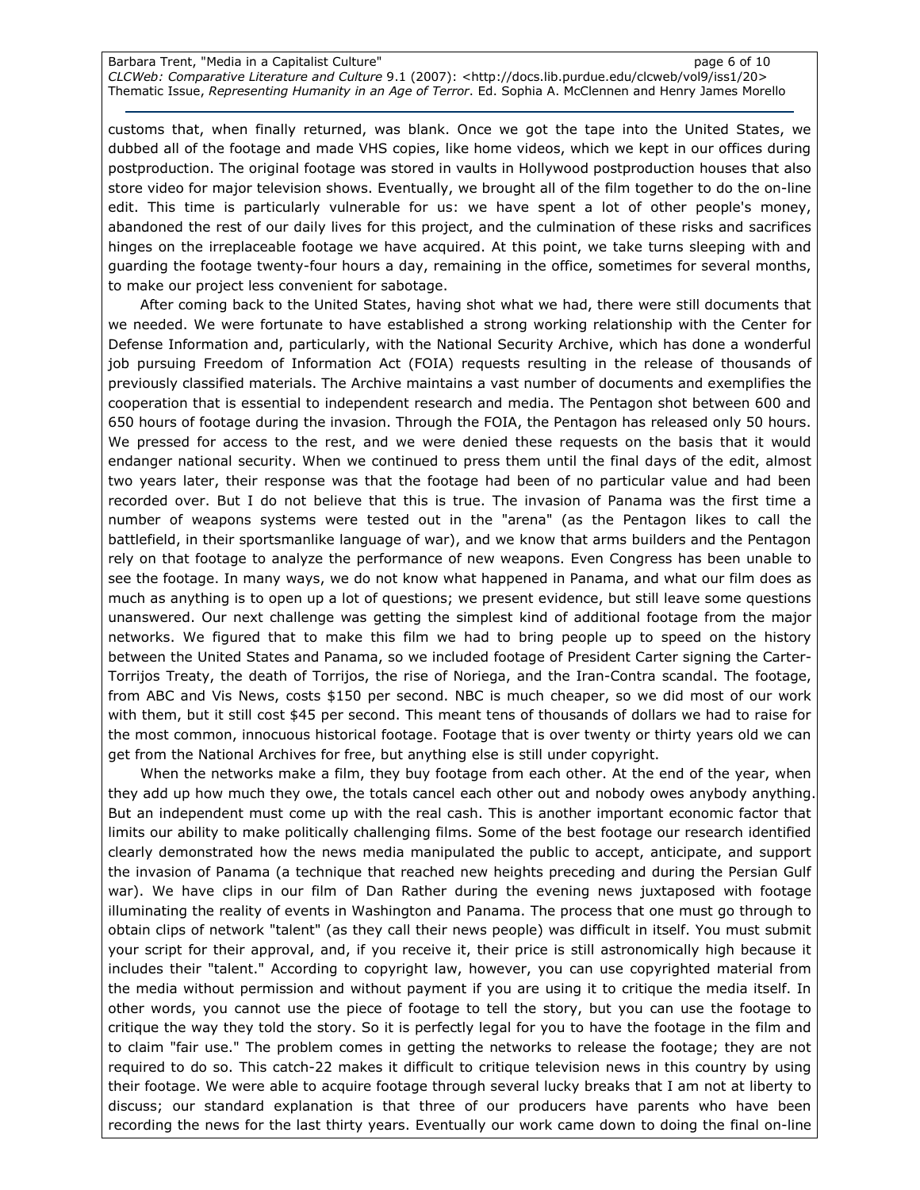customs that, when finally returned, was blank. Once we got the tape into the United States, we dubbed all of the footage and made VHS copies, like home videos, which we kept in our offices during postproduction. The original footage was stored in vaults in Hollywood postproduction houses that also store video for major television shows. Eventually, we brought all of the film together to do the on-line edit. This time is particularly vulnerable for us: we have spent a lot of other people's money, abandoned the rest of our daily lives for this project, and the culmination of these risks and sacrifices hinges on the irreplaceable footage we have acquired. At this point, we take turns sleeping with and guarding the footage twenty-four hours a day, remaining in the office, sometimes for several months, to make our project less convenient for sabotage.

After coming back to the United States, having shot what we had, there were still documents that we needed. We were fortunate to have established a strong working relationship with the Center for Defense Information and, particularly, with the National Security Archive, which has done a wonderful job pursuing Freedom of Information Act (FOIA) requests resulting in the release of thousands of previously classified materials. The Archive maintains a vast number of documents and exemplifies the cooperation that is essential to independent research and media. The Pentagon shot between 600 and 650 hours of footage during the invasion. Through the FOIA, the Pentagon has released only 50 hours. We pressed for access to the rest, and we were denied these requests on the basis that it would endanger national security. When we continued to press them until the final days of the edit, almost two years later, their response was that the footage had been of no particular value and had been recorded over. But I do not believe that this is true. The invasion of Panama was the first time a number of weapons systems were tested out in the "arena" (as the Pentagon likes to call the battlefield, in their sportsmanlike language of war), and we know that arms builders and the Pentagon rely on that footage to analyze the performance of new weapons. Even Congress has been unable to see the footage. In many ways, we do not know what happened in Panama, and what our film does as much as anything is to open up a lot of questions; we present evidence, but still leave some questions unanswered. Our next challenge was getting the simplest kind of additional footage from the major networks. We figured that to make this film we had to bring people up to speed on the history between the United States and Panama, so we included footage of President Carter signing the Carter-Torrijos Treaty, the death of Torrijos, the rise of Noriega, and the Iran-Contra scandal. The footage, from ABC and Vis News, costs $150 per second. NBC is much cheaper, so we did most of our work with them, but it still cost $45 per second. This meant tens of thousands of dollars we had to raise for the most common, innocuous historical footage. Footage that is over twenty or thirty years old we can get from the National Archives for free, but anything else is still under copyright.

When the networks make a film, they buy footage from each other. At the end of the year, when they add up how much they owe, the totals cancel each other out and nobody owes anybody anything. But an independent must come up with the real cash. This is another important economic factor that limits our ability to make politically challenging films. Some of the best footage our research identified clearly demonstrated how the news media manipulated the public to accept, anticipate, and support the invasion of Panama (a technique that reached new heights preceding and during the Persian Gulf war). We have clips in our film of Dan Rather during the evening news juxtaposed with footage illuminating the reality of events in Washington and Panama. The process that one must go through to obtain clips of network "talent" (as they call their news people) was difficult in itself. You must submit your script for their approval, and, if you receive it, their price is still astronomically high because it includes their "talent." According to copyright law, however, you can use copyrighted material from the media without permission and without payment if you are using it to critique the media itself. In other words, you cannot use the piece of footage to tell the story, but you can use the footage to critique the way they told the story. So it is perfectly legal for you to have the footage in the film and to claim "fair use." The problem comes in getting the networks to release the footage; they are not required to do so. This catch-22 makes it difficult to critique television news in this country by using their footage. We were able to acquire footage through several lucky breaks that I am not at liberty to discuss; our standard explanation is that three of our producers have parents who have been recording the news for the last thirty years. Eventually our work came down to doing the final on-line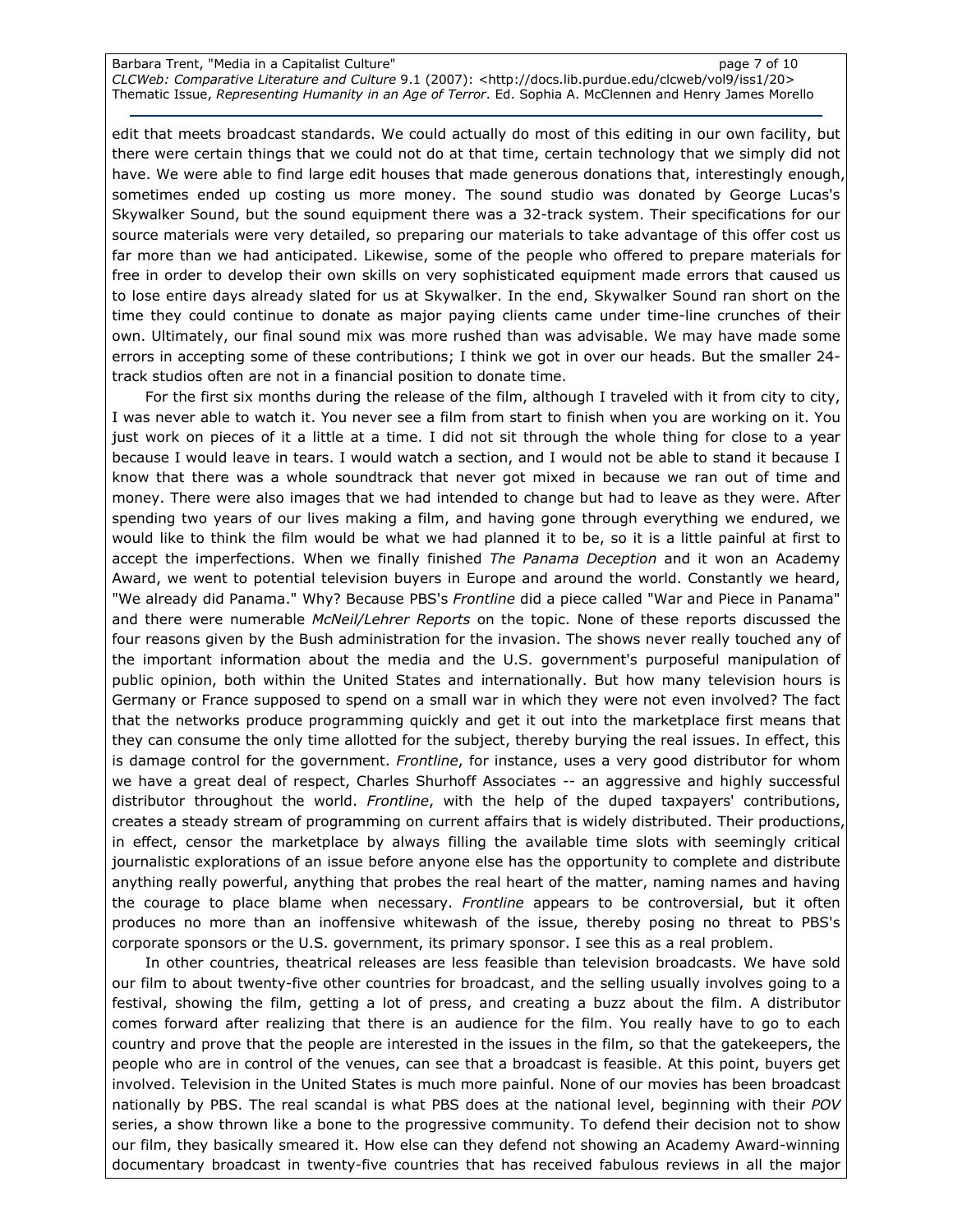edit that meets broadcast standards. We could actually do most of this editing in our own facility, but there were certain things that we could not do at that time, certain technology that we simply did not have. We were able to find large edit houses that made generous donations that, interestingly enough, sometimes ended up costing us more money. The sound studio was donated by George Lucas's Skywalker Sound, but the sound equipment there was a 32-track system. Their specifications for our source materials were very detailed, so preparing our materials to take advantage of this offer cost us far more than we had anticipated. Likewise, some of the people who offered to prepare materials for free in order to develop their own skills on very sophisticated equipment made errors that caused us to lose entire days already slated for us at Skywalker. In the end, Skywalker Sound ran short on the time they could continue to donate as major paying clients came under time-line crunches of their own. Ultimately, our final sound mix was more rushed than was advisable. We may have made some errors in accepting some of these contributions; I think we got in over our heads. But the smaller 24-track studios often are not in a financial position to donate time.

For the first six months during the release of the film, although I traveled with it from city to city, I was never able to watch it. You never see a film from start to finish when you are working on it. You just work on pieces of it a little at a time. I did not sit through the whole thing for close to a year because I would leave in tears. I would watch a section, and I would not be able to stand it because I know that there was a whole soundtrack that never got mixed in because we ran out of time and money. There were also images that we had intended to change but had to leave as they were. After spending two years of our lives making a film, and having gone through everything we endured, we would like to think the film would be what we had planned it to be, so it is a little painful at first to accept the imperfections. When we finally finished *The Panama Deception* and it won an Academy Award, we went to potential television buyers in Europe and around the world. Constantly we heard, "We already did Panama." Why? Because PBS's *Frontline* did a piece called "War and Piece in Panama" and there were numerable *McNeil/Lehrer Reports* on the topic. None of these reports discussed the four reasons given by the Bush administration for the invasion. The shows never really touched any of the important information about the media and the U.S. government's purposeful manipulation of public opinion, both within the United States and internationally. But how many television hours is Germany or France supposed to spend on a small war in which they were not even involved? The fact that the networks produce programming quickly and get it out into the marketplace first means that they can consume the only time allotted for the subject, thereby burying the real issues. In effect, this is damage control for the government. *Frontline*, for instance, uses a very good distributor for whom we have a great deal of respect, Charles Shurhoff Associates -- an aggressive and highly successful distributor throughout the world. *Frontline*, with the help of the duped taxpayers' contributions, creates a steady stream of programming on current affairs that is widely distributed. Their productions, in effect, censor the marketplace by always filling the available time slots with seemingly critical journalistic explorations of an issue before anyone else has the opportunity to complete and distribute anything really powerful, anything that probes the real heart of the matter, naming names and having the courage to place blame when necessary. *Frontline* appears to be controversial, but it often produces no more than an inoffensive whitewash of the issue, thereby posing no threat to PBS's corporate sponsors or the U.S. government, its primary sponsor. I see this as a real problem.

In other countries, theatrical releases are less feasible than television broadcasts. We have sold our film to about twenty-five other countries for broadcast, and the selling usually involves going to a festival, showing the film, getting a lot of press, and creating a buzz about the film. A distributor comes forward after realizing that there is an audience for the film. You really have to go to each country and prove that the people are interested in the issues in the film, so that the gatekeepers, the people who are in control of the venues, can see that a broadcast is feasible. At this point, buyers get involved. Television in the United States is much more painful. None of our movies has been broadcast nationally by PBS. The real scandal is what PBS does at the national level, beginning with their *POV* series, a show thrown like a bone to the progressive community. To defend their decision not to show our film, they basically smeared it. How else can they defend not showing an Academy Award-winning documentary broadcast in twenty-five countries that has received fabulous reviews in all the major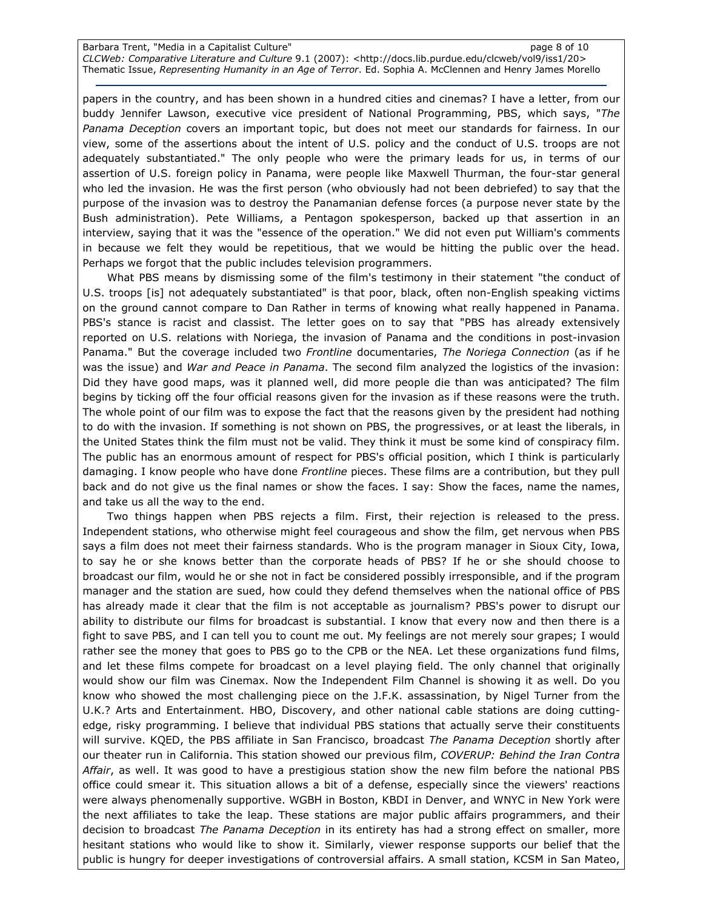papers in the country, and has been shown in a hundred cities and cinemas? I have a letter, from our buddy Jennifer Lawson, executive vice president of National Programming, PBS, which says, "*The Panama Deception* covers an important topic, but does not meet our standards for fairness. In our view, some of the assertions about the intent of U.S. policy and the conduct of U.S. troops are not adequately substantiated." The only people who were the primary leads for us, in terms of our assertion of U.S. foreign policy in Panama, were people like Maxwell Thurman, the four-star general who led the invasion. He was the first person (who obviously had not been debriefed) to say that the purpose of the invasion was to destroy the Panamanian defense forces (a purpose never state by the Bush administration). Pete Williams, a Pentagon spokesperson, backed up that assertion in an interview, saying that it was the "essence of the operation." We did not even put William's comments in because we felt they would be repetitious, that we would be hitting the public over the head. Perhaps we forgot that the public includes television programmers.

What PBS means by dismissing some of the film's testimony in their statement "the conduct of U.S. troops [is] not adequately substantiated" is that poor, black, often non-English speaking victims on the ground cannot compare to Dan Rather in terms of knowing what really happened in Panama. PBS's stance is racist and classist. The letter goes on to say that "PBS has already extensively reported on U.S. relations with Noriega, the invasion of Panama and the conditions in post-invasion Panama." But the coverage included two *Frontline* documentaries, *The Noriega Connection* (as if he was the issue) and *War and Peace in Panama*. The second film analyzed the logistics of the invasion: Did they have good maps, was it planned well, did more people die than was anticipated? The film begins by ticking off the four official reasons given for the invasion as if these reasons were the truth. The whole point of our film was to expose the fact that the reasons given by the president had nothing to do with the invasion. If something is not shown on PBS, the progressives, or at least the liberals, in the United States think the film must not be valid. They think it must be some kind of conspiracy film. The public has an enormous amount of respect for PBS's official position, which I think is particularly damaging. I know people who have done *Frontline* pieces. These films are a contribution, but they pull back and do not give us the final names or show the faces. I say: Show the faces, name the names, and take us all the way to the end.

Two things happen when PBS rejects a film. First, their rejection is released to the press. Independent stations, who otherwise might feel courageous and show the film, get nervous when PBS says a film does not meet their fairness standards. Who is the program manager in Sioux City, Iowa, to say he or she knows better than the corporate heads of PBS? If he or she should choose to broadcast our film, would he or she not in fact be considered possibly irresponsible, and if the program manager and the station are sued, how could they defend themselves when the national office of PBS has already made it clear that the film is not acceptable as journalism? PBS's power to disrupt our ability to distribute our films for broadcast is substantial. I know that every now and then there is a fight to save PBS, and I can tell you to count me out. My feelings are not merely sour grapes; I would rather see the money that goes to PBS go to the CPB or the NEA. Let these organizations fund films, and let these films compete for broadcast on a level playing field. The only channel that originally would show our film was Cinemax. Now the Independent Film Channel is showing it as well. Do you know who showed the most challenging piece on the J.F.K. assassination, by Nigel Turner from the U.K.? Arts and Entertainment. HBO, Discovery, and other national cable stations are doing cutting-edge, risky programming. I believe that individual PBS stations that actually serve their constituents will survive. KQED, the PBS affiliate in San Francisco, broadcast *The Panama Deception* shortly after our theater run in California. This station showed our previous film, *COVERUP: Behind the Iran Contra Affair*, as well. It was good to have a prestigious station show the new film before the national PBS office could smear it. This situation allows a bit of a defense, especially since the viewers' reactions were always phenomenally supportive. WGBH in Boston, KBDI in Denver, and WNYC in New York were the next affiliates to take the leap. These stations are major public affairs programmers, and their decision to broadcast *The Panama Deception* in its entirety has had a strong effect on smaller, more hesitant stations who would like to show it. Similarly, viewer response supports our belief that the public is hungry for deeper investigations of controversial affairs. A small station, KCSM in San Mateo,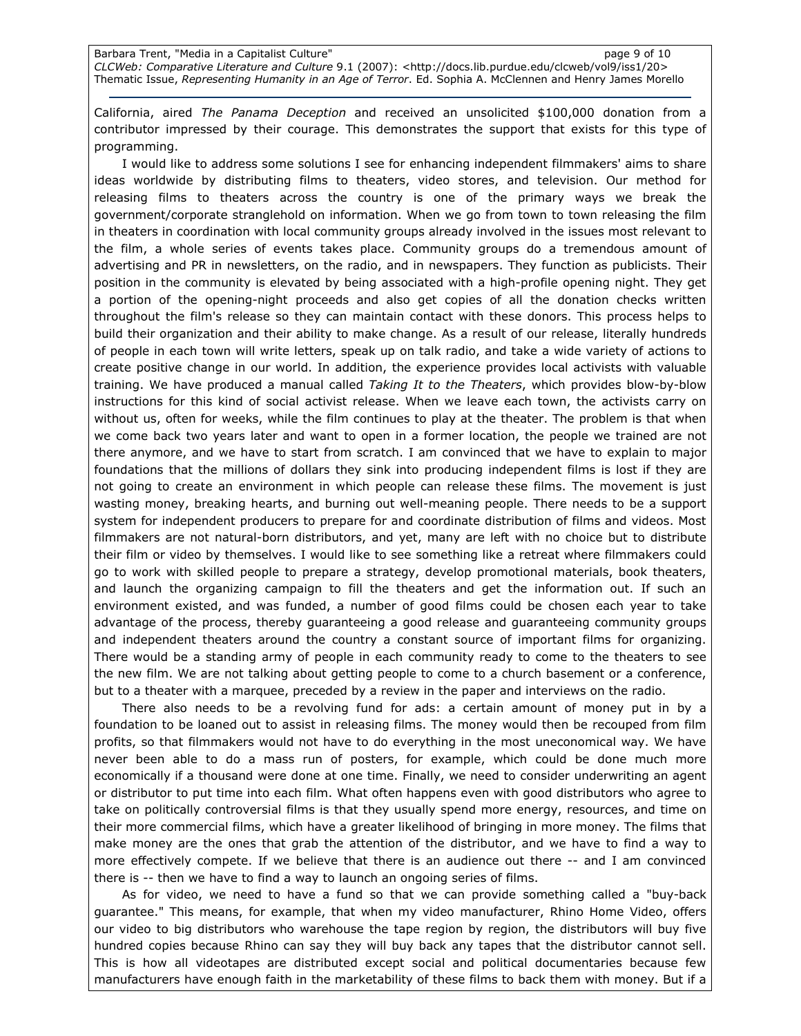California, aired *The Panama Deception* and received an unsolicited $100,000 donation from a contributor impressed by their courage. This demonstrates the support that exists for this type of programming.

I would like to address some solutions I see for enhancing independent filmmakers' aims to share ideas worldwide by distributing films to theaters, video stores, and television. Our method for releasing films to theaters across the country is one of the primary ways we break the government/corporate stranglehold on information. When we go from town to town releasing the film in theaters in coordination with local community groups already involved in the issues most relevant to the film, a whole series of events takes place. Community groups do a tremendous amount of advertising and PR in newsletters, on the radio, and in newspapers. They function as publicists. Their position in the community is elevated by being associated with a high-profile opening night. They get a portion of the opening-night proceeds and also get copies of all the donation checks written throughout the film's release so they can maintain contact with these donors. This process helps to build their organization and their ability to make change. As a result of our release, literally hundreds of people in each town will write letters, speak up on talk radio, and take a wide variety of actions to create positive change in our world. In addition, the experience provides local activists with valuable training. We have produced a manual called *Taking It to the Theaters*, which provides blow-by-blow instructions for this kind of social activist release. When we leave each town, the activists carry on without us, often for weeks, while the film continues to play at the theater. The problem is that when we come back two years later and want to open in a former location, the people we trained are not there anymore, and we have to start from scratch. I am convinced that we have to explain to major foundations that the millions of dollars they sink into producing independent films is lost if they are not going to create an environment in which people can release these films. The movement is just wasting money, breaking hearts, and burning out well-meaning people. There needs to be a support system for independent producers to prepare for and coordinate distribution of films and videos. Most filmmakers are not natural-born distributors, and yet, many are left with no choice but to distribute their film or video by themselves. I would like to see something like a retreat where filmmakers could go to work with skilled people to prepare a strategy, develop promotional materials, book theaters, and launch the organizing campaign to fill the theaters and get the information out. If such an environment existed, and was funded, a number of good films could be chosen each year to take advantage of the process, thereby guaranteeing a good release and guaranteeing community groups and independent theaters around the country a constant source of important films for organizing. There would be a standing army of people in each community ready to come to the theaters to see the new film. We are not talking about getting people to come to a church basement or a conference, but to a theater with a marquee, preceded by a review in the paper and interviews on the radio.

There also needs to be a revolving fund for ads: a certain amount of money put in by a foundation to be loaned out to assist in releasing films. The money would then be recouped from film profits, so that filmmakers would not have to do everything in the most uneconomical way. We have never been able to do a mass run of posters, for example, which could be done much more economically if a thousand were done at one time. Finally, we need to consider underwriting an agent or distributor to put time into each film. What often happens even with good distributors who agree to take on politically controversial films is that they usually spend more energy, resources, and time on their more commercial films, which have a greater likelihood of bringing in more money. The films that make money are the ones that grab the attention of the distributor, and we have to find a way to more effectively compete. If we believe that there is an audience out there -- and I am convinced there is -- then we have to find a way to launch an ongoing series of films.

As for video, we need to have a fund so that we can provide something called a "buy-back guarantee." This means, for example, that when my video manufacturer, Rhino Home Video, offers our video to big distributors who warehouse the tape region by region, the distributors will buy five hundred copies because Rhino can say they will buy back any tapes that the distributor cannot sell. This is how all videotapes are distributed except social and political documentaries because few manufacturers have enough faith in the marketability of these films to back them with money. But if a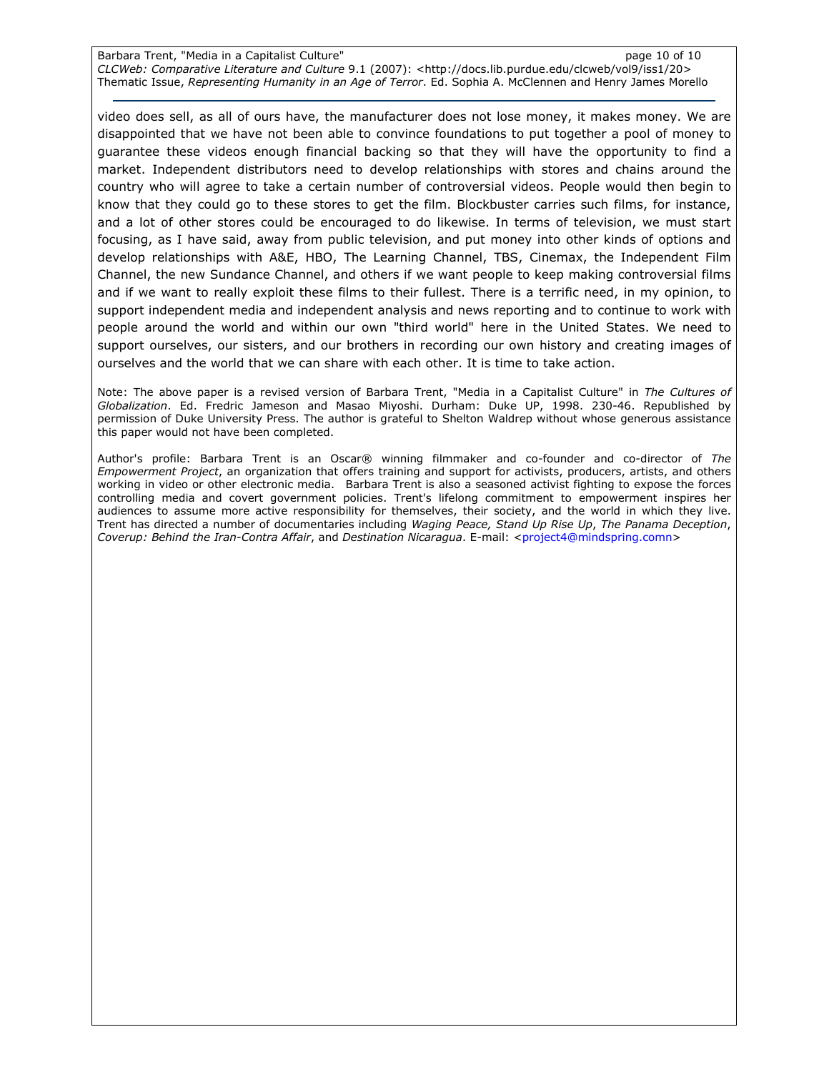video does sell, as all of ours have, the manufacturer does not lose money, it makes money. We are disappointed that we have not been able to convince foundations to put together a pool of money to guarantee these videos enough financial backing so that they will have the opportunity to find a market. Independent distributors need to develop relationships with stores and chains around the country who will agree to take a certain number of controversial videos. People would then begin to know that they could go to these stores to get the film. Blockbuster carries such films, for instance, and a lot of other stores could be encouraged to do likewise. In terms of television, we must start focusing, as I have said, away from public television, and put money into other kinds of options and develop relationships with A&E, HBO, The Learning Channel, TBS, Cinemax, the Independent Film Channel, the new Sundance Channel, and others if we want people to keep making controversial films and if we want to really exploit these films to their fullest. There is a terrific need, in my opinion, to support independent media and independent analysis and news reporting and to continue to work with people around the world and within our own "third world" here in the United States. We need to support ourselves, our sisters, and our brothers in recording our own history and creating images of ourselves and the world that we can share with each other. It is time to take action.

Note: The above paper is a revised version of Barbara Trent, "Media in a Capitalist Culture" in *The Cultures of Globalization*. Ed. Fredric Jameson and Masao Miyoshi. Durham: Duke UP, 1998. 230-46. Republished by permission of Duke University Press. The author is grateful to Shelton Waldrep without whose generous assistance this paper would not have been completed.

Author's profile: Barbara Trent is an Oscar® winning filmmaker and co-founder and co-director of *The Empowerment Project*, an organization that offers training and support for activists, producers, artists, and others working in video or other electronic media. Barbara Trent is also a seasoned activist fighting to expose the forces controlling media and covert government policies. Trent's lifelong commitment to empowerment inspires her audiences to assume more active responsibility for themselves, their society, and the world in which they live. Trent has directed a number of documentaries including *Waging Peace, Stand Up Rise Up*, *The Panama Deception*, *Coverup: Behind the Iran-Contra Affair*, and *Destination Nicaragua*. E-mail: <project4@mindspring.comn>